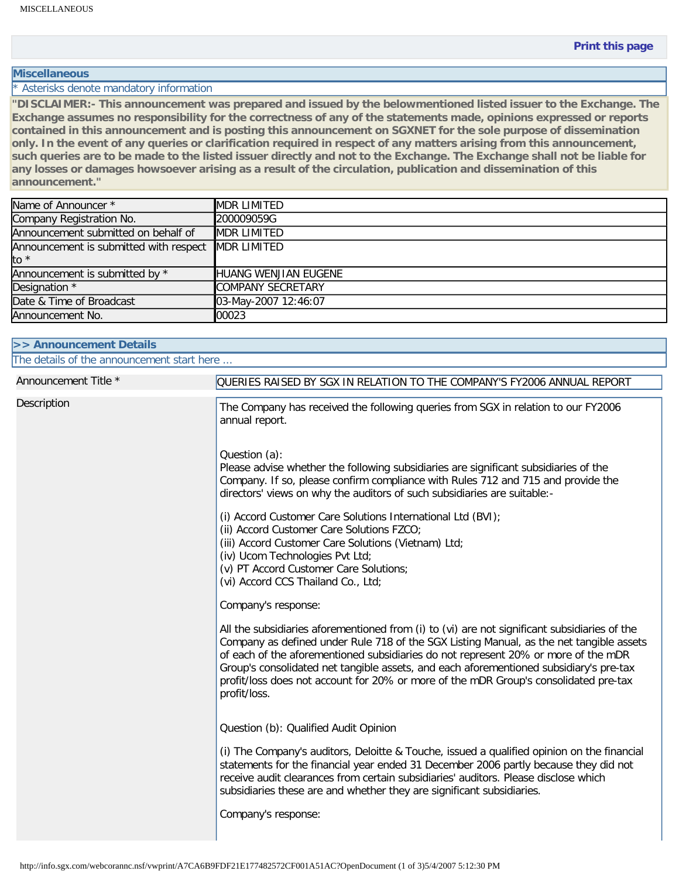## Miscellaneous

* Asterisks denote mandatory information

**"DISCLAIMER:- This announcement was prepared and issued by the belowmentioned listed issuer to the Exchange. The Exchange assumes no responsibility for the correctness of any of the statements made, opinions expressed or reports contained in this announcement and is posting this announcement on SGXNET for the sole purpose of dissemination only. In the event of any queries or clarification required in respect of any matters arising from this announcement, such queries are to be made to the listed issuer directly and not to the Exchange. The Exchange shall not be liable for any losses or damages howsoever arising as a result of the circulation, publication and dissemination of this announcement."**

| | |
|---|---|
| Name of Announcer * | MDR LIMITED |
| Company Registration No. | 200009059G |
| Announcement submitted on behalf of | MDR LIMITED |
| Announcement is submitted with respect to * | MDR LIMITED |
| Announcement is submitted by * | HUANG WENJIAN EUGENE |
| Designation * | COMPANY SECRETARY |
| Date & Time of Broadcast | 03-May-2007 12:46:07 |
| Announcement No. | 00023 |

## >> Announcement Details

The details of the announcement start here ...

**Announcement Title ***

QUERIES RAISED BY SGX IN RELATION TO THE COMPANY'S FY2006 ANNUAL REPORT

**Description**

The Company has received the following queries from SGX in relation to our FY2006 annual report.

Question (a):
Please advise whether the following subsidiaries are significant subsidiaries of the Company. If so, please confirm compliance with Rules 712 and 715 and provide the directors' views on why the auditors of such subsidiaries are suitable:-

(i) Accord Customer Care Solutions International Ltd (BVI);
(ii) Accord Customer Care Solutions FZCO;
(iii) Accord Customer Care Solutions (Vietnam) Ltd;
(iv) Ucom Technologies Pvt Ltd;
(v) PT Accord Customer Care Solutions;
(vi) Accord CCS Thailand Co., Ltd;

Company's response:

All the subsidiaries aforementioned from (i) to (vi) are not significant subsidiaries of the Company as defined under Rule 718 of the SGX Listing Manual, as the net tangible assets of each of the aforementioned subsidiaries do not represent 20% or more of the mDR Group's consolidated net tangible assets, and each aforementioned subsidiary's pre-tax profit/loss does not account for 20% or more of the mDR Group's consolidated pre-tax profit/loss.

Question (b): Qualified Audit Opinion

(i) The Company's auditors, Deloitte & Touche, issued a qualified opinion on the financial statements for the financial year ended 31 December 2006 partly because they did not receive audit clearances from certain subsidiaries' auditors. Please disclose which subsidiaries these are and whether they are significant subsidiaries.

Company's response: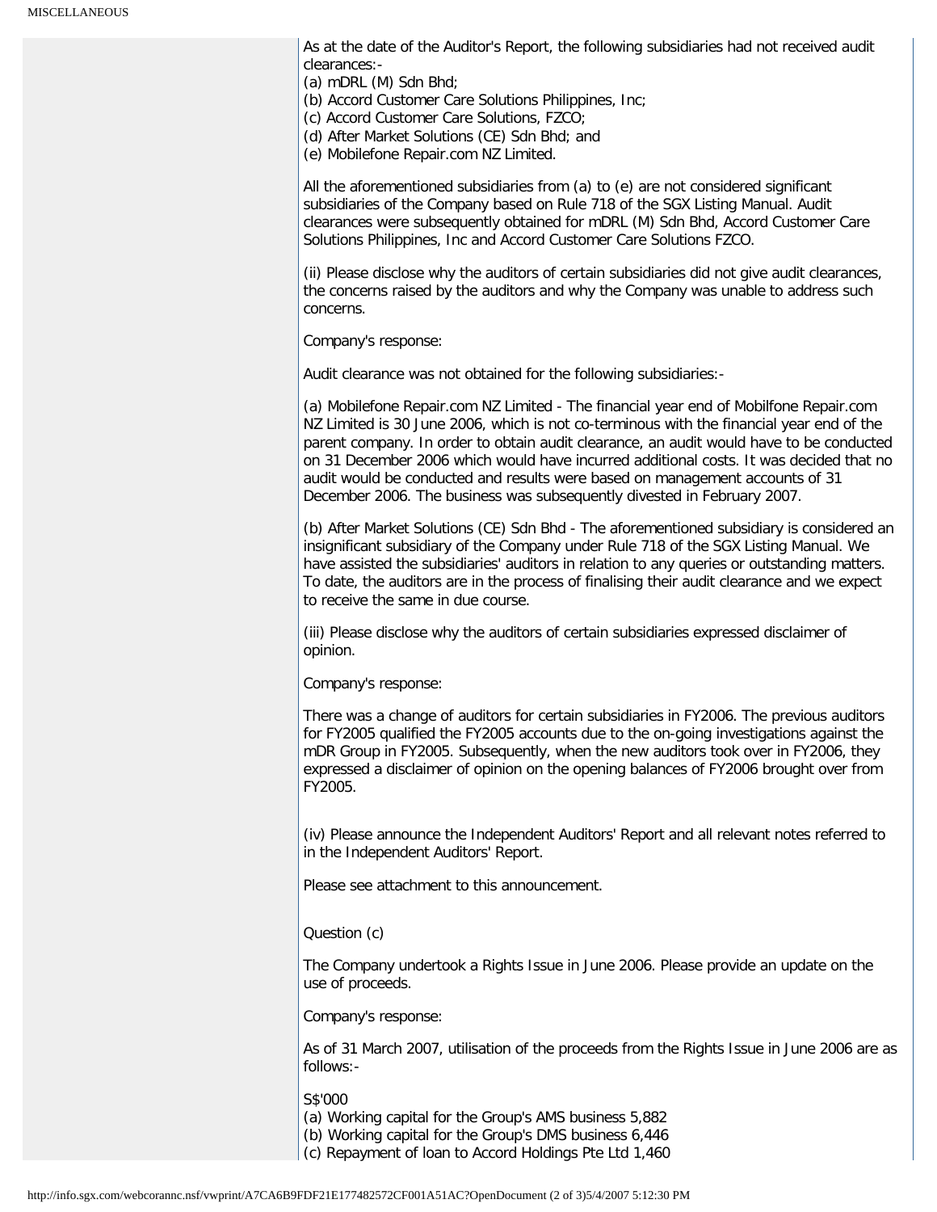As at the date of the Auditor's Report, the following subsidiaries had not received audit clearances:-
(a) mDRL (M) Sdn Bhd;
(b) Accord Customer Care Solutions Philippines, Inc;
(c) Accord Customer Care Solutions, FZCO;
(d) After Market Solutions (CE) Sdn Bhd; and
(e) Mobilefone Repair.com NZ Limited.

All the aforementioned subsidiaries from (a) to (e) are not considered significant subsidiaries of the Company based on Rule 718 of the SGX Listing Manual. Audit clearances were subsequently obtained for mDRL (M) Sdn Bhd, Accord Customer Care Solutions Philippines, Inc and Accord Customer Care Solutions FZCO.

(ii) Please disclose why the auditors of certain subsidiaries did not give audit clearances, the concerns raised by the auditors and why the Company was unable to address such concerns.

Company's response:

Audit clearance was not obtained for the following subsidiaries:-

(a) Mobilefone Repair.com NZ Limited - The financial year end of Mobilfone Repair.com NZ Limited is 30 June 2006, which is not co-terminous with the financial year end of the parent company. In order to obtain audit clearance, an audit would have to be conducted on 31 December 2006 which would have incurred additional costs. It was decided that no audit would be conducted and results were based on management accounts of 31 December 2006. The business was subsequently divested in February 2007.

(b) After Market Solutions (CE) Sdn Bhd - The aforementioned subsidiary is considered an insignificant subsidiary of the Company under Rule 718 of the SGX Listing Manual. We have assisted the subsidiaries' auditors in relation to any queries or outstanding matters. To date, the auditors are in the process of finalising their audit clearance and we expect to receive the same in due course.

(iii) Please disclose why the auditors of certain subsidiaries expressed disclaimer of opinion.

Company's response:

There was a change of auditors for certain subsidiaries in FY2006. The previous auditors for FY2005 qualified the FY2005 accounts due to the on-going investigations against the mDR Group in FY2005. Subsequently, when the new auditors took over in FY2006, they expressed a disclaimer of opinion on the opening balances of FY2006 brought over from FY2005.

(iv) Please announce the Independent Auditors' Report and all relevant notes referred to in the Independent Auditors' Report.

Please see attachment to this announcement.

Question (c)

The Company undertook a Rights Issue in June 2006. Please provide an update on the use of proceeds.

Company's response:

As of 31 March 2007, utilisation of the proceeds from the Rights Issue in June 2006 are as follows:-

S$'000
(a) Working capital for the Group's AMS business 5,882
(b) Working capital for the Group's DMS business 6,446
(c) Repayment of loan to Accord Holdings Pte Ltd 1,460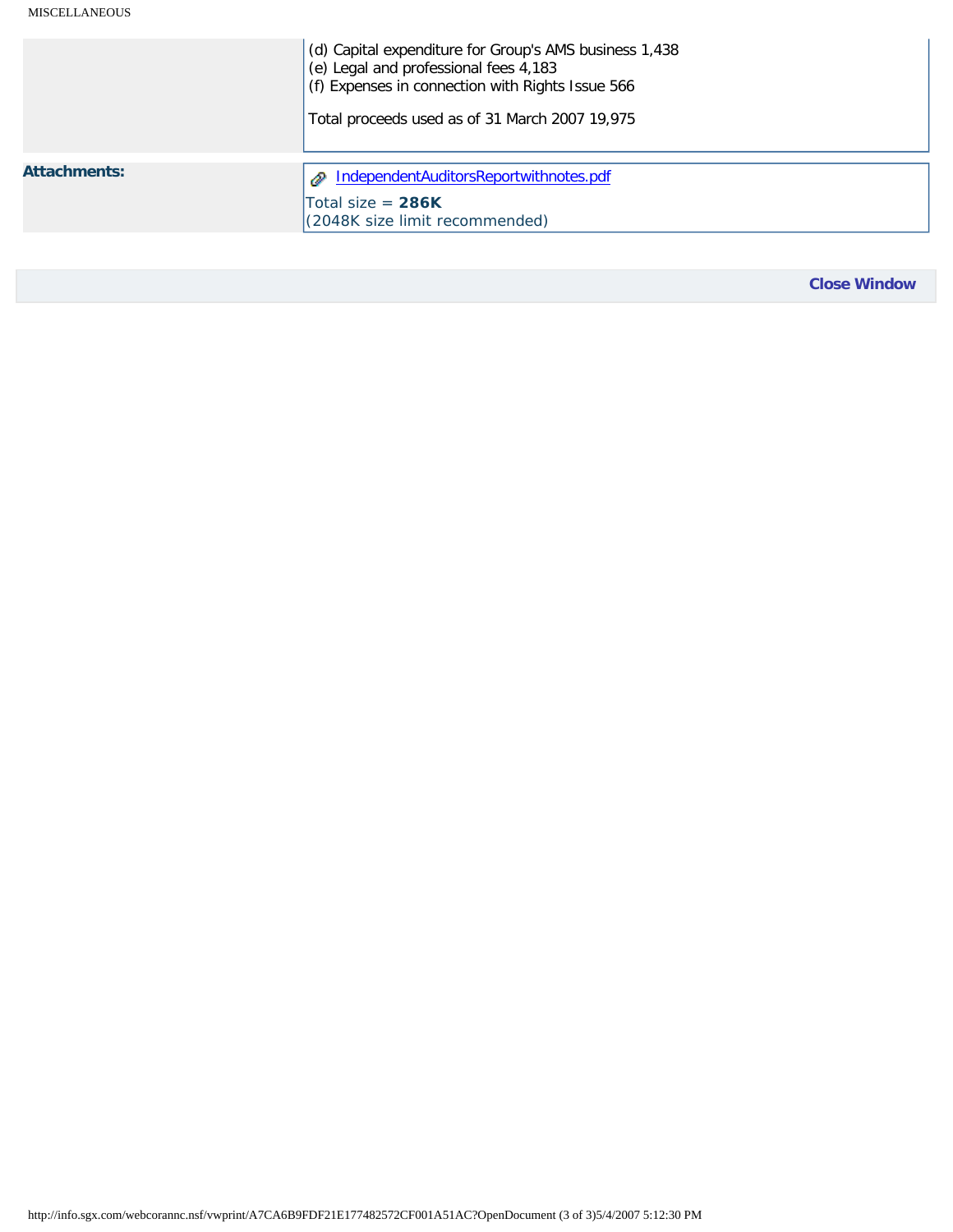(d) Capital expenditure for Group's AMS business 1,438
(e) Legal and professional fees 4,183
(f) Expenses in connection with Rights Issue 566

Total proceeds used as of 31 March 2007 19,975

**Attachments:**

IndependentAuditorsReportwithnotes.pdf

Total size = **286K**
(2048K size limit recommended)

**Close Window**